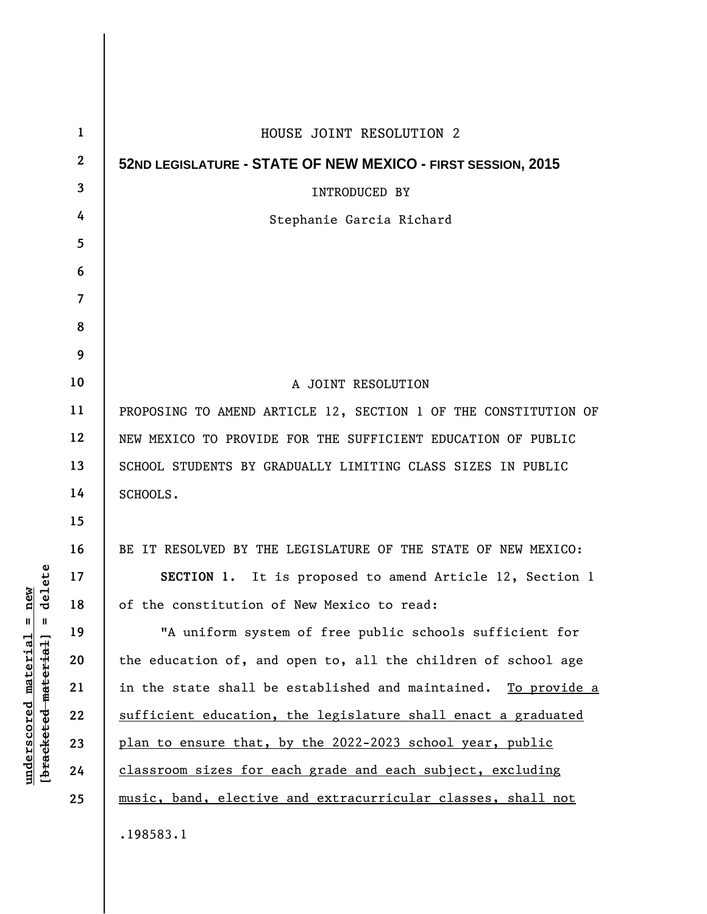HOUSE JOINT RESOLUTION 2

**52ND LEGISLATURE - STATE OF NEW MEXICO - FIRST SESSION, 2015**

INTRODUCED BY

Stephanie Garcia Richard

A JOINT RESOLUTION

PROPOSING TO AMEND ARTICLE 12, SECTION 1 OF THE CONSTITUTION OF NEW MEXICO TO PROVIDE FOR THE SUFFICIENT EDUCATION OF PUBLIC SCHOOL STUDENTS BY GRADUALLY LIMITING CLASS SIZES IN PUBLIC SCHOOLS.

BE IT RESOLVED BY THE LEGISLATURE OF THE STATE OF NEW MEXICO:

**SECTION 1.** It is proposed to amend Article 12, Section 1 of the constitution of New Mexico to read:

"A uniform system of free public schools sufficient for the education of, and open to, all the children of school age in the state shall be established and maintained. <u>To provide a sufficient education, the legislature shall enact a graduated plan to ensure that, by the 2022-2023 school year, public classroom sizes for each grade and each subject, excluding music, band, elective and extracurricular classes, shall not</u>

.198583.1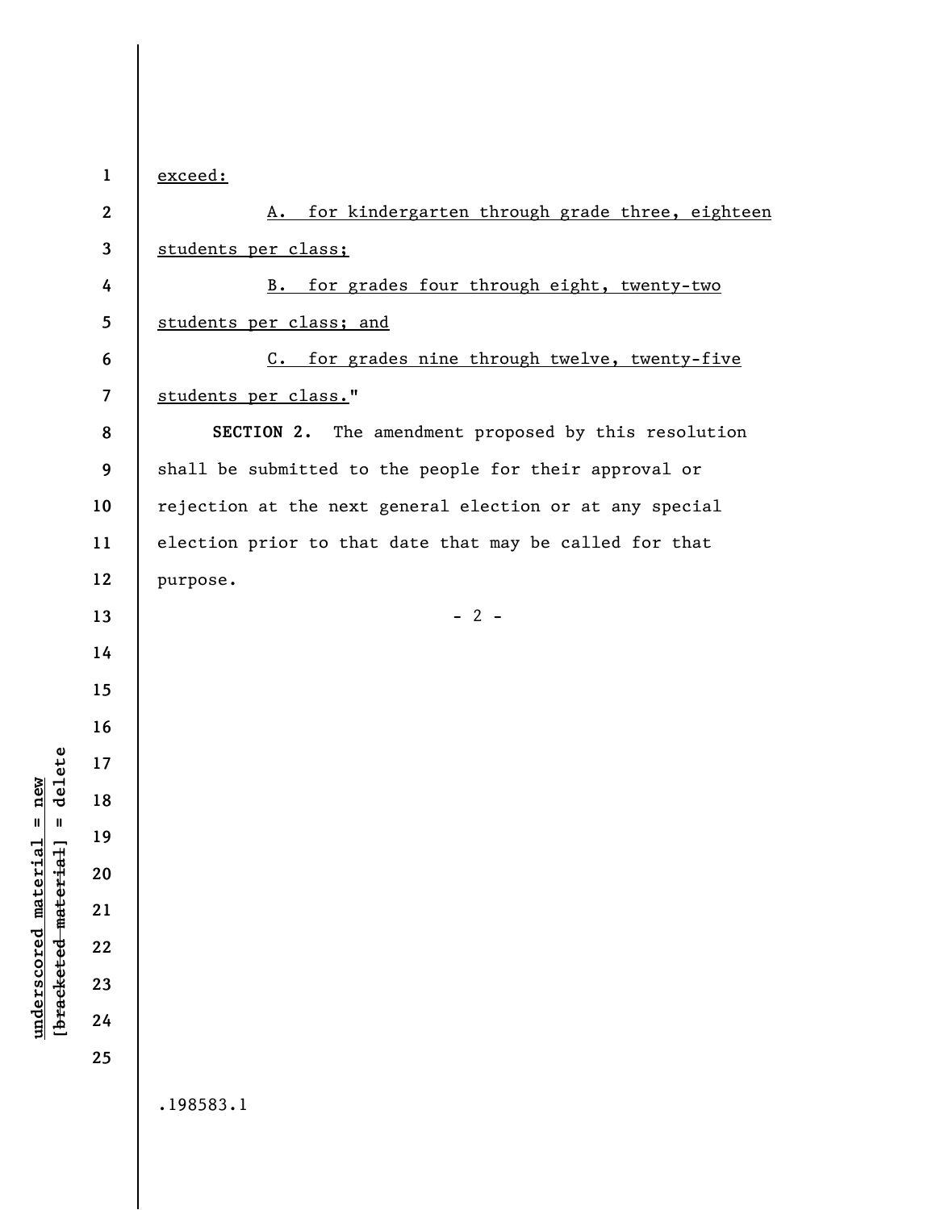<u>exceed:</u>

<u>A. for kindergarten through grade three, eighteen students per class;</u>

<u>B. for grades four through eight, twenty-two students per class; and</u>

<u>C. for grades nine through twelve, twenty-five students per class.</u>"

**SECTION 2.** The amendment proposed by this resolution shall be submitted to the people for their approval or rejection at the next general election or at any special election prior to that date that may be called for that purpose.

.198583.1